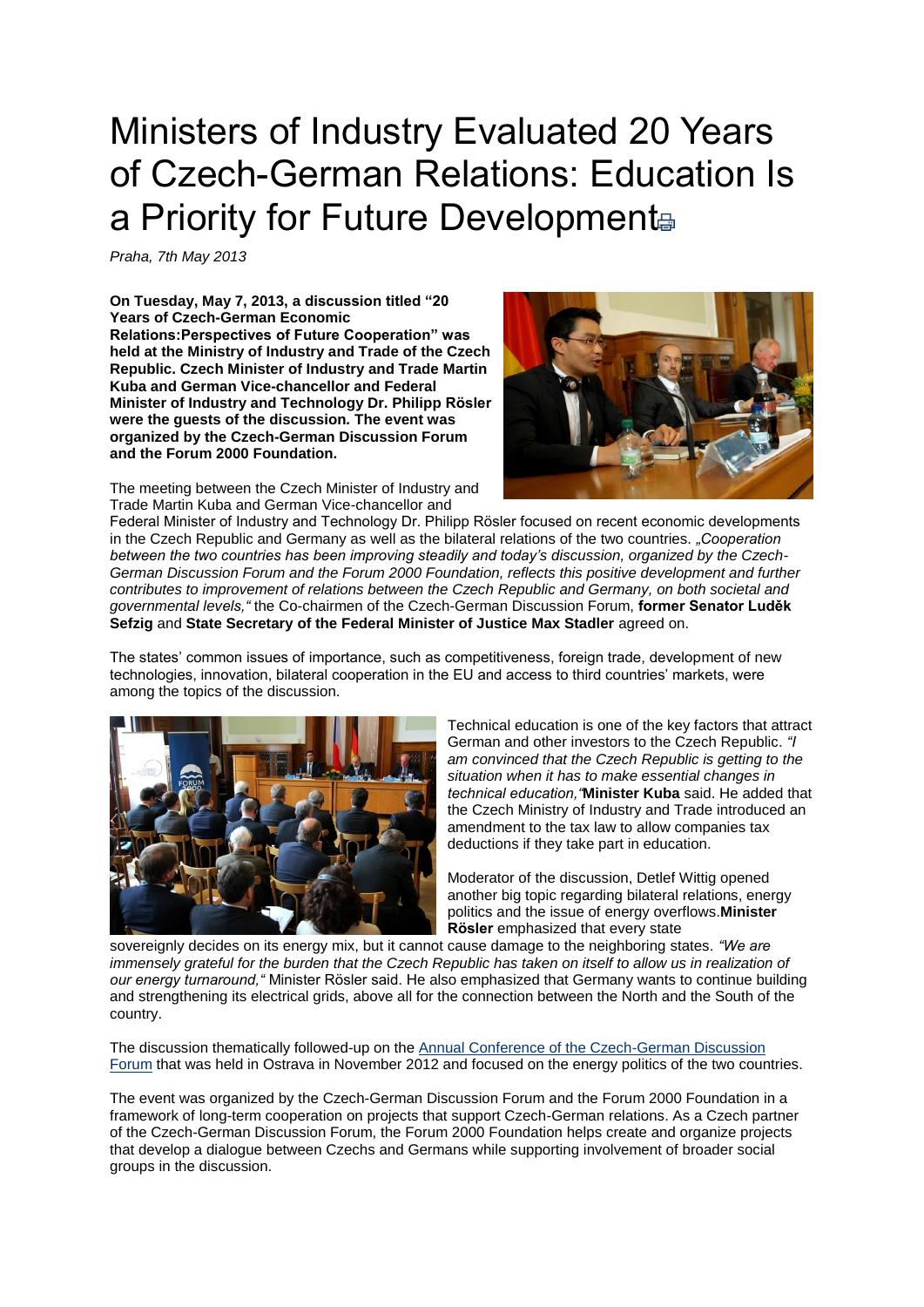# Ministers of Industry Evaluated 20 Years of Czech-German Relations: Education Is a Priority for Future Development

*Praha, 7th May 2013*

**On Tuesday, May 7, 2013, a discussion titled "20 Years of Czech-German Economic Relations:Perspectives of Future Cooperation" was held at the Ministry of Industry and Trade of the Czech Republic. Czech Minister of Industry and Trade Martin Kuba and German Vice-chancellor and Federal Minister of Industry and Technology Dr. Philipp Rösler were the guests of the discussion. The event was organized by the Czech-German Discussion Forum and the Forum 2000 Foundation.**

The meeting between the Czech Minister of Industry and Trade Martin Kuba and German Vice-chancellor and Federal Minister of Industry and Technology Dr. Philipp Rösler focused on recent economic developments in the Czech Republic and Germany as well as the bilateral relations of the two countries. *„Cooperation between the two countries has been improving steadily and today's discussion, organized by the Czech-German Discussion Forum and the Forum 2000 Foundation, reflects this positive development and further contributes to improvement of relations between the Czech Republic and Germany, on both societal and governmental levels,"* the Co-chairmen of the Czech-German Discussion Forum, **former Senator Luděk Sefzig** and **State Secretary of the Federal Minister of Justice Max Stadler** agreed on.

The states' common issues of importance, such as competitiveness, foreign trade, development of new technologies, innovation, bilateral cooperation in the EU and access to third countries' markets, were among the topics of the discussion.

Technical education is one of the key factors that attract German and other investors to the Czech Republic. *"I am convinced that the Czech Republic is getting to the situation when it has to make essential changes in technical education,"* **Minister Kuba** said. He added that the Czech Ministry of Industry and Trade introduced an amendment to the tax law to allow companies tax deductions if they take part in education.

Moderator of the discussion, Detlef Wittig opened another big topic regarding bilateral relations, energy politics and the issue of energy overflows. **Minister Rösler** emphasized that every state sovereignly decides on its energy mix, but it cannot cause damage to the neighboring states. *"We are immensely grateful for the burden that the Czech Republic has taken on itself to allow us in realization of our energy turnaround,"* Minister Rösler said. He also emphasized that Germany wants to continue building and strengthening its electrical grids, above all for the connection between the North and the South of the country.

The discussion thematically followed-up on the Annual Conference of the Czech-German Discussion Forum that was held in Ostrava in November 2012 and focused on the energy politics of the two countries.

The event was organized by the Czech-German Discussion Forum and the Forum 2000 Foundation in a framework of long-term cooperation on projects that support Czech-German relations. As a Czech partner of the Czech-German Discussion Forum, the Forum 2000 Foundation helps create and organize projects that develop a dialogue between Czechs and Germans while supporting involvement of broader social groups in the discussion.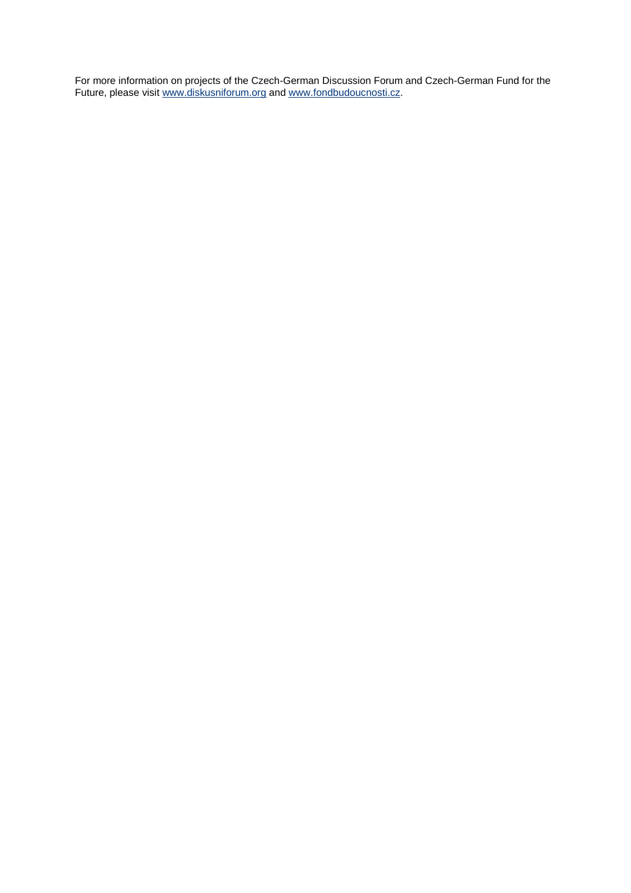For more information on projects of the Czech-German Discussion Forum and Czech-German Fund for the Future, please visit www.diskusniforum.org and www.fondbudoucnosti.cz.